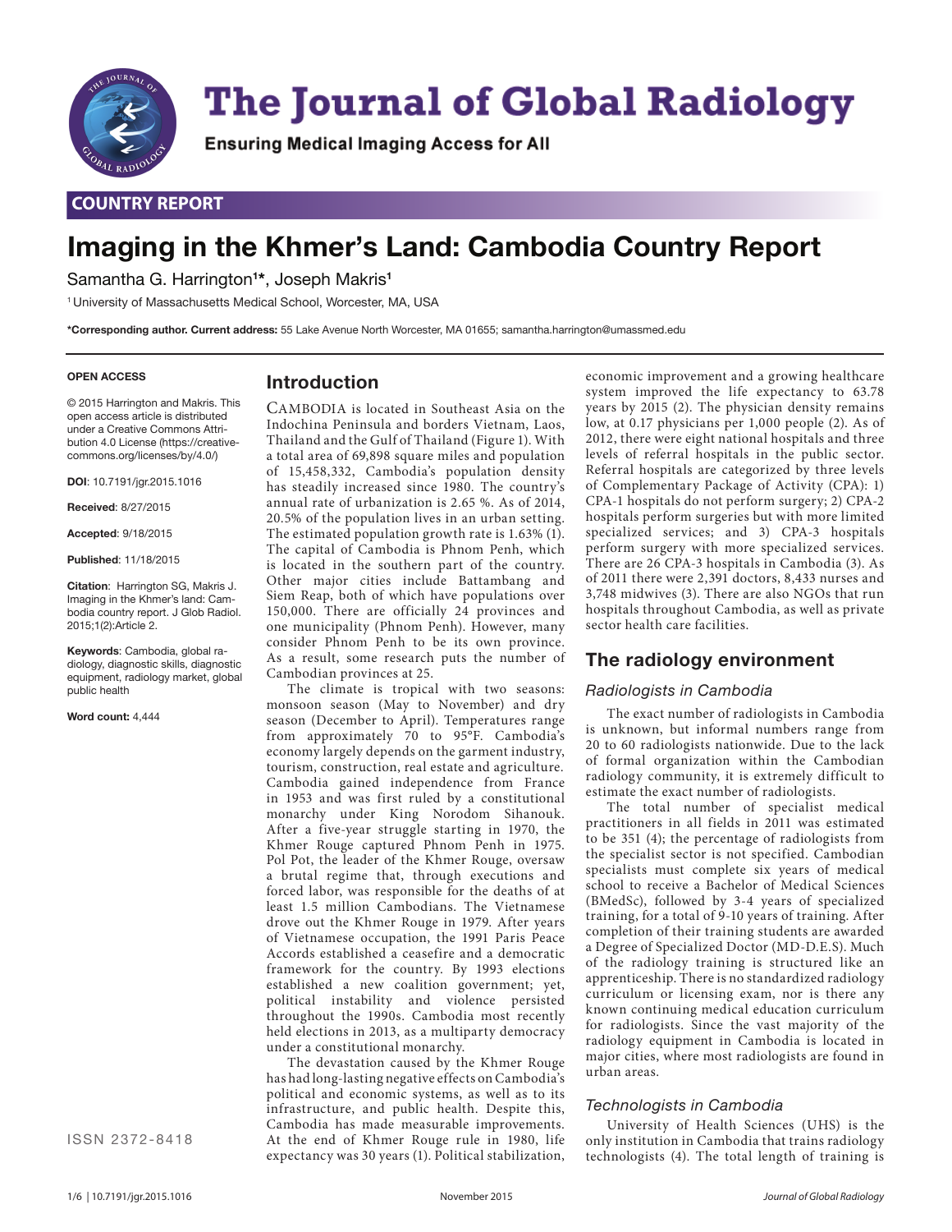# The Journal of Global Radiology

**Ensuring Medical Imaging Access for All**

**COUNTRY REPORT**

# Imaging in the Khmer's Land: Cambodia Country Report

Samantha G. Harrington[1*], Joseph Makris[1]

[1] University of Massachusetts Medical School, Worcester, MA, USA

**\*Corresponding author. Current address:** 55 Lake Avenue North Worcester, MA 01655; samantha.harrington@umassmed.edu

**OPEN ACCESS**

© 2015 Harrington and Makris. This open access article is distributed under a Creative Commons Attribution 4.0 License (https://creativecommons.org/licenses/by/4.0/)

**DOI**: 10.7191/jgr.2015.1016

**Received**: 8/27/2015

**Accepted**: 9/18/2015

**Published**: 11/18/2015

**Citation**: Harrington SG, Makris J. Imaging in the Khmer's land: Cambodia country report. J Glob Radiol. 2015;1(2):Article 2.

**Keywords**: Cambodia, global radiology, diagnostic skills, diagnostic equipment, radiology market, global public health

**Word count:** 4,444

ISSN 2372-8418

## Introduction

CAMBODIA is located in Southeast Asia on the Indochina Peninsula and borders Vietnam, Laos, Thailand and the Gulf of Thailand (Figure 1). With a total area of 69,898 square miles and population of 15,458,332, Cambodia's population density has steadily increased since 1980. The country's annual rate of urbanization is 2.65 %. As of 2014, 20.5% of the population lives in an urban setting. The estimated population growth rate is 1.63% (1). The capital of Cambodia is Phnom Penh, which is located in the southern part of the country. Other major cities include Battambang and Siem Reap, both of which have populations over 150,000. There are officially 24 provinces and one municipality (Phnom Penh). However, many consider Phnom Penh to be its own province. As a result, some research puts the number of Cambodian provinces at 25.

The climate is tropical with two seasons: monsoon season (May to November) and dry season (December to April). Temperatures range from approximately 70 to 95°F. Cambodia's economy largely depends on the garment industry, tourism, construction, real estate and agriculture. Cambodia gained independence from France in 1953 and was first ruled by a constitutional monarchy under King Norodom Sihanouk. After a five-year struggle starting in 1970, the Khmer Rouge captured Phnom Penh in 1975. Pol Pot, the leader of the Khmer Rouge, oversaw a brutal regime that, through executions and forced labor, was responsible for the deaths of at least 1.5 million Cambodians. The Vietnamese drove out the Khmer Rouge in 1979. After years of Vietnamese occupation, the 1991 Paris Peace Accords established a ceasefire and a democratic framework for the country. By 1993 elections established a new coalition government; yet, political instability and violence persisted throughout the 1990s. Cambodia most recently held elections in 2013, as a multiparty democracy under a constitutional monarchy.

The devastation caused by the Khmer Rouge has had long-lasting negative effects on Cambodia's political and economic systems, as well as to its infrastructure, and public health. Despite this, Cambodia has made measurable improvements. At the end of Khmer Rouge rule in 1980, life expectancy was 30 years (1). Political stabilization, economic improvement and a growing healthcare system improved the life expectancy to 63.78 years by 2015 (2). The physician density remains low, at 0.17 physicians per 1,000 people (2). As of 2012, there were eight national hospitals and three levels of referral hospitals in the public sector. Referral hospitals are categorized by three levels of Complementary Package of Activity (CPA): 1) CPA-1 hospitals do not perform surgery; 2) CPA-2 hospitals perform surgeries but with more limited specialized services; and 3) CPA-3 hospitals perform surgery with more specialized services. There are 26 CPA-3 hospitals in Cambodia (3). As of 2011 there were 2,391 doctors, 8,433 nurses and 3,748 midwives (3). There are also NGOs that run hospitals throughout Cambodia, as well as private sector health care facilities.

## The radiology environment

### *Radiologists in Cambodia*

The exact number of radiologists in Cambodia is unknown, but informal numbers range from 20 to 60 radiologists nationwide. Due to the lack of formal organization within the Cambodian radiology community, it is extremely difficult to estimate the exact number of radiologists.

The total number of specialist medical practitioners in all fields in 2011 was estimated to be 351 (4); the percentage of radiologists from the specialist sector is not specified. Cambodian specialists must complete six years of medical school to receive a Bachelor of Medical Sciences (BMedSc), followed by 3-4 years of specialized training, for a total of 9-10 years of training. After completion of their training students are awarded a Degree of Specialized Doctor (MD-D.E.S). Much of the radiology training is structured like an apprenticeship. There is no standardized radiology curriculum or licensing exam, nor is there any known continuing medical education curriculum for radiologists. Since the vast majority of the radiology equipment in Cambodia is located in major cities, where most radiologists are found in urban areas.

### *Technologists in Cambodia*

University of Health Sciences (UHS) is the only institution in Cambodia that trains radiology technologists (4). The total length of training is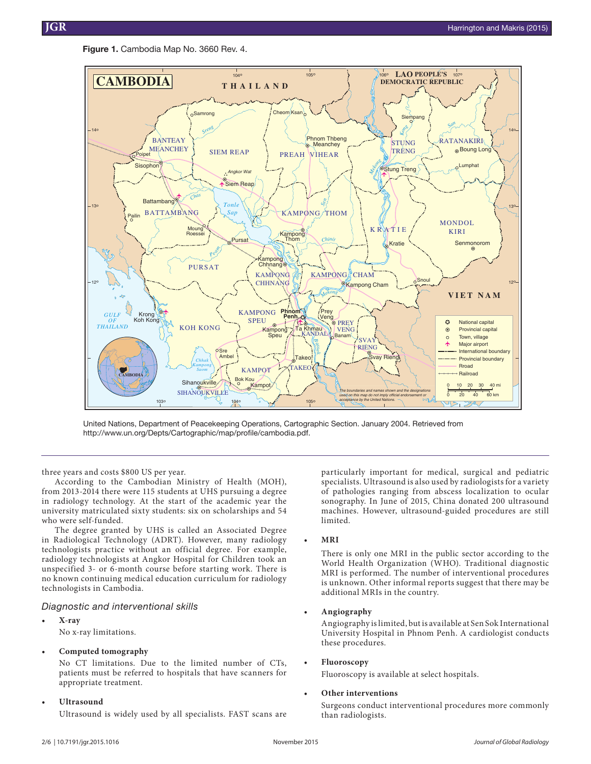**Figure 1.** Cambodia Map No. 3660 Rev. 4.

United Nations, Department of Peacekeeping Operations, Cartographic Section. January 2004. Retrieved from http://www.un.org/Depts/Cartographic/map/profile/cambodia.pdf.

three years and costs $800 US per year.

According to the Cambodian Ministry of Health (MOH), from 2013-2014 there were 115 students at UHS pursuing a degree in radiology technology. At the start of the academic year the university matriculated sixty students: six on scholarships and 54 who were self-funded.

The degree granted by UHS is called an Associated Degree in Radiological Technology (ADRT). However, many radiology technologists practice without an official degree. For example, radiology technologists at Angkor Hospital for Children took an unspecified 3- or 6-month course before starting work. There is no known continuing medical education curriculum for radiology technologists in Cambodia.

### *Diagnostic and interventional skills*

- **X-ray**

  No x-ray limitations.

- **Computed tomography**

  No CT limitations. Due to the limited number of CTs, patients must be referred to hospitals that have scanners for appropriate treatment.

- **Ultrasound**

  Ultrasound is widely used by all specialists. FAST scans are particularly important for medical, surgical and pediatric specialists. Ultrasound is also used by radiologists for a variety of pathologies ranging from abscess localization to ocular sonography. In June of 2015, China donated 200 ultrasound machines. However, ultrasound-guided procedures are still limited.

- **MRI**

  There is only one MRI in the public sector according to the World Health Organization (WHO). Traditional diagnostic MRI is performed. The number of interventional procedures is unknown. Other informal reports suggest that there may be additional MRIs in the country.

- **Angiography**

  Angiography is limited, but is available at Sen Sok International University Hospital in Phnom Penh. A cardiologist conducts these procedures.

- **Fluoroscopy**

  Fluoroscopy is available at select hospitals.

- **Other interventions**

  Surgeons conduct interventional procedures more commonly than radiologists.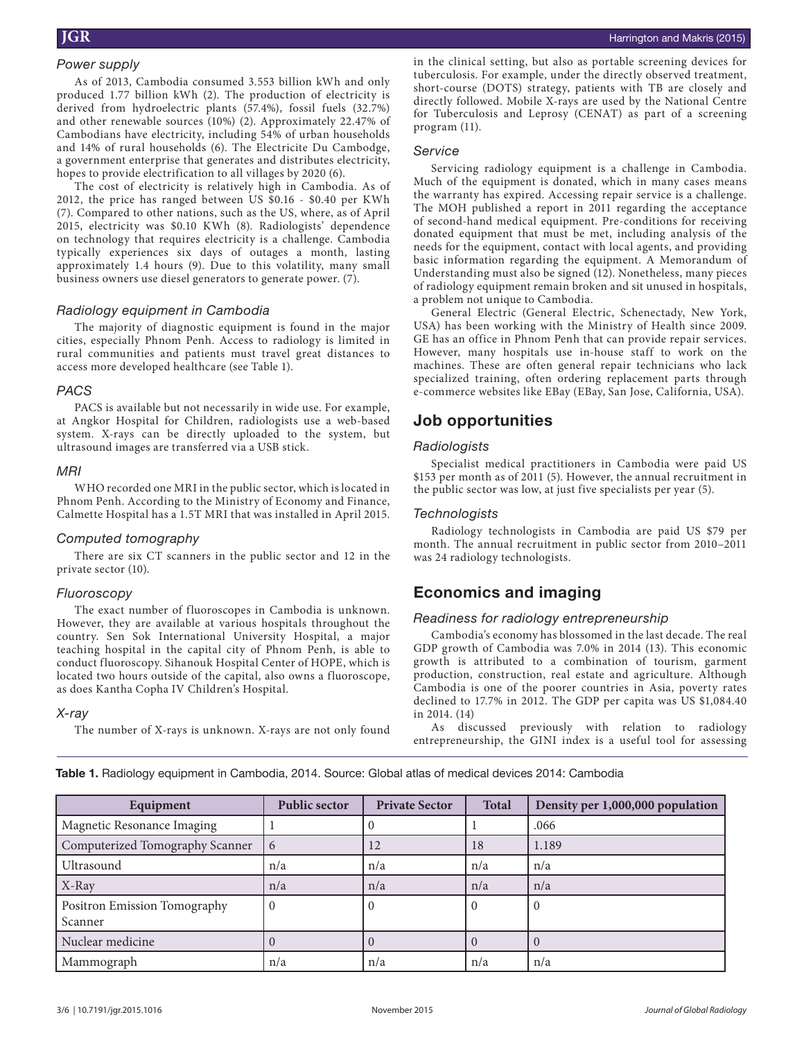### Power supply

As of 2013, Cambodia consumed 3.553 billion kWh and only produced 1.77 billion kWh (2). The production of electricity is derived from hydroelectric plants (57.4%), fossil fuels (32.7%) and other renewable sources (10%) (2). Approximately 22.47% of Cambodians have electricity, including 54% of urban households and 14% of rural households (6). The Electricite Du Cambodge, a government enterprise that generates and distributes electricity, hopes to provide electrification to all villages by 2020 (6).

The cost of electricity is relatively high in Cambodia. As of 2012, the price has ranged between US \$0.16 - \$0.40 per KWh (7). Compared to other nations, such as the US, where, as of April 2015, electricity was \$0.10 KWh (8). Radiologists' dependence on technology that requires electricity is a challenge. Cambodia typically experiences six days of outages a month, lasting approximately 1.4 hours (9). Due to this volatility, many small business owners use diesel generators to generate power. (7).

### Radiology equipment in Cambodia

The majority of diagnostic equipment is found in the major cities, especially Phnom Penh. Access to radiology is limited in rural communities and patients must travel great distances to access more developed healthcare (see Table 1).

### PACS

PACS is available but not necessarily in wide use. For example, at Angkor Hospital for Children, radiologists use a web-based system. X-rays can be directly uploaded to the system, but ultrasound images are transferred via a USB stick.

### MRI

WHO recorded one MRI in the public sector, which is located in Phnom Penh. According to the Ministry of Economy and Finance, Calmette Hospital has a 1.5T MRI that was installed in April 2015.

### Computed tomography

There are six CT scanners in the public sector and 12 in the private sector (10).

### Fluoroscopy

The exact number of fluoroscopes in Cambodia is unknown. However, they are available at various hospitals throughout the country. Sen Sok International University Hospital, a major teaching hospital in the capital city of Phnom Penh, is able to conduct fluoroscopy. Sihanouk Hospital Center of HOPE, which is located two hours outside of the capital, also owns a fluoroscope, as does Kantha Copha IV Children's Hospital.

### X-ray

The number of X-rays is unknown. X-rays are not only found in the clinical setting, but also as portable screening devices for tuberculosis. For example, under the directly observed treatment, short-course (DOTS) strategy, patients with TB are closely and directly followed. Mobile X-rays are used by the National Centre for Tuberculosis and Leprosy (CENAT) as part of a screening program (11).

### Service

Servicing radiology equipment is a challenge in Cambodia. Much of the equipment is donated, which in many cases means the warranty has expired. Accessing repair service is a challenge. The MOH published a report in 2011 regarding the acceptance of second-hand medical equipment. Pre-conditions for receiving donated equipment that must be met, including analysis of the needs for the equipment, contact with local agents, and providing basic information regarding the equipment. A Memorandum of Understanding must also be signed (12). Nonetheless, many pieces of radiology equipment remain broken and sit unused in hospitals, a problem not unique to Cambodia.

General Electric (General Electric, Schenectady, New York, USA) has been working with the Ministry of Health since 2009. GE has an office in Phnom Penh that can provide repair services. However, many hospitals use in-house staff to work on the machines. These are often general repair technicians who lack specialized training, often ordering replacement parts through e-commerce websites like EBay (EBay, San Jose, California, USA).

## Job opportunities

### Radiologists

Specialist medical practitioners in Cambodia were paid US \$153 per month as of 2011 (5). However, the annual recruitment in the public sector was low, at just five specialists per year (5).

### Technologists

Radiology technologists in Cambodia are paid US \$79 per month. The annual recruitment in public sector from 2010–2011 was 24 radiology technologists.

## Economics and imaging

### Readiness for radiology entrepreneurship

Cambodia's economy has blossomed in the last decade. The real GDP growth of Cambodia was 7.0% in 2014 (13). This economic growth is attributed to a combination of tourism, garment production, construction, real estate and agriculture. Although Cambodia is one of the poorer countries in Asia, poverty rates declined to 17.7% in 2012. The GDP per capita was US \$1,084.40 in 2014. (14)

As discussed previously with relation to radiology entrepreneurship, the GINI index is a useful tool for assessing

**Table 1.** Radiology equipment in Cambodia, 2014. Source: Global atlas of medical devices 2014: Cambodia

| Equipment | Public sector | Private Sector | Total | Density per 1,000,000 population |
|---|---|---|---|---|
| Magnetic Resonance Imaging | 1 | 0 | 1 | .066 |
| Computerized Tomography Scanner | 6 | 12 | 18 | 1.189 |
| Ultrasound | n/a | n/a | n/a | n/a |
| X-Ray | n/a | n/a | n/a | n/a |
| Positron Emission Tomography Scanner | 0 | 0 | 0 | 0 |
| Nuclear medicine | 0 | 0 | 0 | 0 |
| Mammograph | n/a | n/a | n/a | n/a |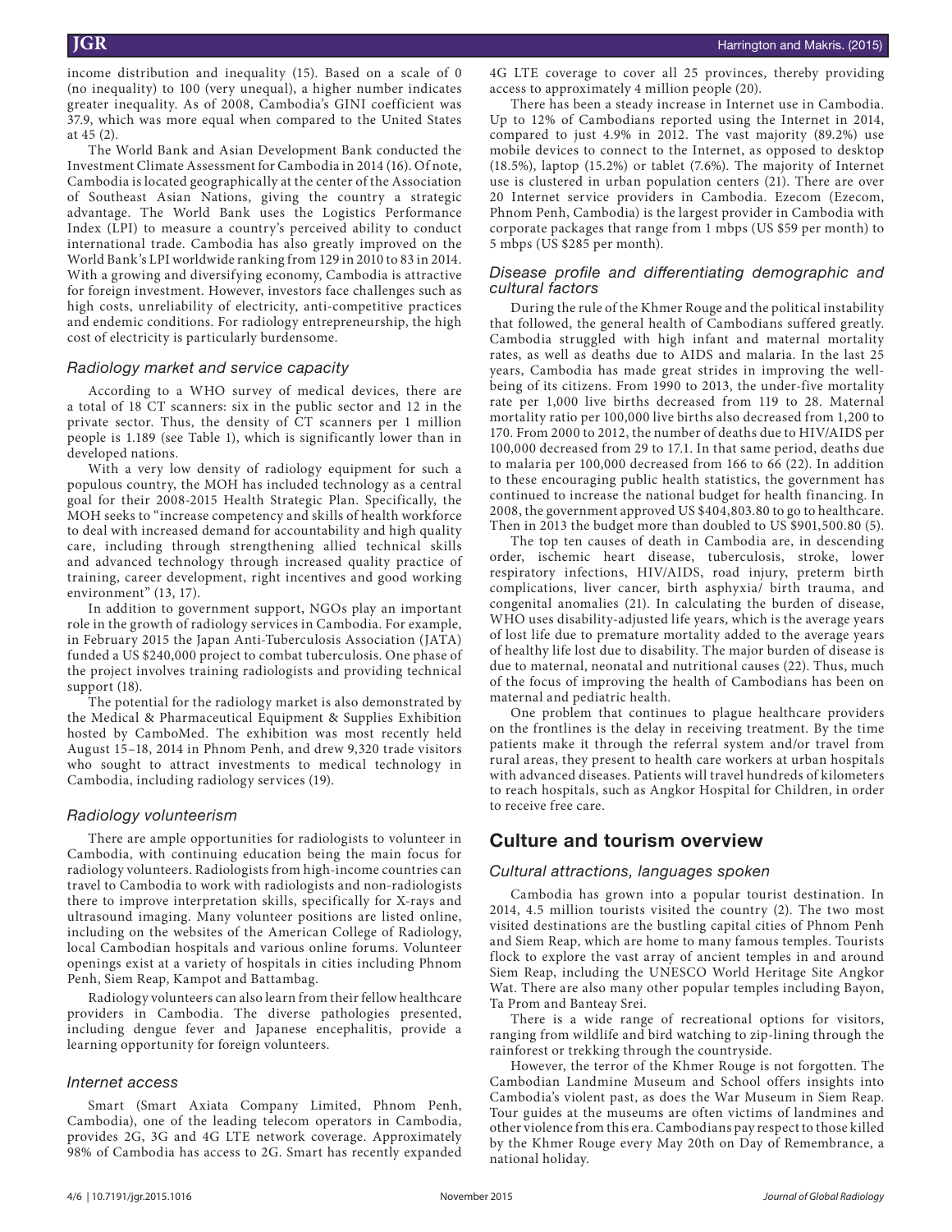income distribution and inequality (15). Based on a scale of 0 (no inequality) to 100 (very unequal), a higher number indicates greater inequality. As of 2008, Cambodia's GINI coefficient was 37.9, which was more equal when compared to the United States at 45 (2).

The World Bank and Asian Development Bank conducted the Investment Climate Assessment for Cambodia in 2014 (16). Of note, Cambodia is located geographically at the center of the Association of Southeast Asian Nations, giving the country a strategic advantage. The World Bank uses the Logistics Performance Index (LPI) to measure a country's perceived ability to conduct international trade. Cambodia has also greatly improved on the World Bank's LPI worldwide ranking from 129 in 2010 to 83 in 2014. With a growing and diversifying economy, Cambodia is attractive for foreign investment. However, investors face challenges such as high costs, unreliability of electricity, anti-competitive practices and endemic conditions. For radiology entrepreneurship, the high cost of electricity is particularly burdensome.

### *Radiology market and service capacity*

According to a WHO survey of medical devices, there are a total of 18 CT scanners: six in the public sector and 12 in the private sector. Thus, the density of CT scanners per 1 million people is 1.189 (see Table 1), which is significantly lower than in developed nations.

With a very low density of radiology equipment for such a populous country, the MOH has included technology as a central goal for their 2008-2015 Health Strategic Plan. Specifically, the MOH seeks to "increase competency and skills of health workforce to deal with increased demand for accountability and high quality care, including through strengthening allied technical skills and advanced technology through increased quality practice of training, career development, right incentives and good working environment" (13, 17).

In addition to government support, NGOs play an important role in the growth of radiology services in Cambodia. For example, in February 2015 the Japan Anti-Tuberculosis Association (JATA) funded a US $240,000 project to combat tuberculosis. One phase of the project involves training radiologists and providing technical support (18).

The potential for the radiology market is also demonstrated by the Medical & Pharmaceutical Equipment & Supplies Exhibition hosted by CamboMed. The exhibition was most recently held August 15–18, 2014 in Phnom Penh, and drew 9,320 trade visitors who sought to attract investments to medical technology in Cambodia, including radiology services (19).

### *Radiology volunteerism*

There are ample opportunities for radiologists to volunteer in Cambodia, with continuing education being the main focus for radiology volunteers. Radiologists from high-income countries can travel to Cambodia to work with radiologists and non-radiologists there to improve interpretation skills, specifically for X-rays and ultrasound imaging. Many volunteer positions are listed online, including on the websites of the American College of Radiology, local Cambodian hospitals and various online forums. Volunteer openings exist at a variety of hospitals in cities including Phnom Penh, Siem Reap, Kampot and Battambag.

Radiology volunteers can also learn from their fellow healthcare providers in Cambodia. The diverse pathologies presented, including dengue fever and Japanese encephalitis, provide a learning opportunity for foreign volunteers.

### *Internet access*

Smart (Smart Axiata Company Limited, Phnom Penh, Cambodia), one of the leading telecom operators in Cambodia, provides 2G, 3G and 4G LTE network coverage. Approximately 98% of Cambodia has access to 2G. Smart has recently expanded 4G LTE coverage to cover all 25 provinces, thereby providing access to approximately 4 million people (20).

There has been a steady increase in Internet use in Cambodia. Up to 12% of Cambodians reported using the Internet in 2014, compared to just 4.9% in 2012. The vast majority (89.2%) use mobile devices to connect to the Internet, as opposed to desktop (18.5%), laptop (15.2%) or tablet (7.6%). The majority of Internet use is clustered in urban population centers (21). There are over 20 Internet service providers in Cambodia. Ezecom (Ezecom, Phnom Penh, Cambodia) is the largest provider in Cambodia with corporate packages that range from 1 mbps (US $59 per month) to 5 mbps (US $285 per month).

### *Disease profile and differentiating demographic and cultural factors*

During the rule of the Khmer Rouge and the political instability that followed, the general health of Cambodians suffered greatly. Cambodia struggled with high infant and maternal mortality rates, as well as deaths due to AIDS and malaria. In the last 25 years, Cambodia has made great strides in improving the well-being of its citizens. From 1990 to 2013, the under-five mortality rate per 1,000 live births decreased from 119 to 28. Maternal mortality ratio per 100,000 live births also decreased from 1,200 to 170. From 2000 to 2012, the number of deaths due to HIV/AIDS per 100,000 decreased from 29 to 17.1. In that same period, deaths due to malaria per 100,000 decreased from 166 to 66 (22). In addition to these encouraging public health statistics, the government has continued to increase the national budget for health financing. In 2008, the government approved US $404,803.80 to go to healthcare. Then in 2013 the budget more than doubled to US $901,500.80 (5).

The top ten causes of death in Cambodia are, in descending order, ischemic heart disease, tuberculosis, stroke, lower respiratory infections, HIV/AIDS, road injury, preterm birth complications, liver cancer, birth asphyxia/ birth trauma, and congenital anomalies (21). In calculating the burden of disease, WHO uses disability-adjusted life years, which is the average years of lost life due to premature mortality added to the average years of healthy life lost due to disability. The major burden of disease is due to maternal, neonatal and nutritional causes (22). Thus, much of the focus of improving the health of Cambodians has been on maternal and pediatric health.

One problem that continues to plague healthcare providers on the frontlines is the delay in receiving treatment. By the time patients make it through the referral system and/or travel from rural areas, they present to health care workers at urban hospitals with advanced diseases. Patients will travel hundreds of kilometers to reach hospitals, such as Angkor Hospital for Children, in order to receive free care.

## Culture and tourism overview

### *Cultural attractions, languages spoken*

Cambodia has grown into a popular tourist destination. In 2014, 4.5 million tourists visited the country (2). The two most visited destinations are the bustling capital cities of Phnom Penh and Siem Reap, which are home to many famous temples. Tourists flock to explore the vast array of ancient temples in and around Siem Reap, including the UNESCO World Heritage Site Angkor Wat. There are also many other popular temples including Bayon, Ta Prom and Banteay Srei.

There is a wide range of recreational options for visitors, ranging from wildlife and bird watching to zip-lining through the rainforest or trekking through the countryside.

However, the terror of the Khmer Rouge is not forgotten. The Cambodian Landmine Museum and School offers insights into Cambodia's violent past, as does the War Museum in Siem Reap. Tour guides at the museums are often victims of landmines and other violence from this era. Cambodians pay respect to those killed by the Khmer Rouge every May 20th on Day of Remembrance, a national holiday.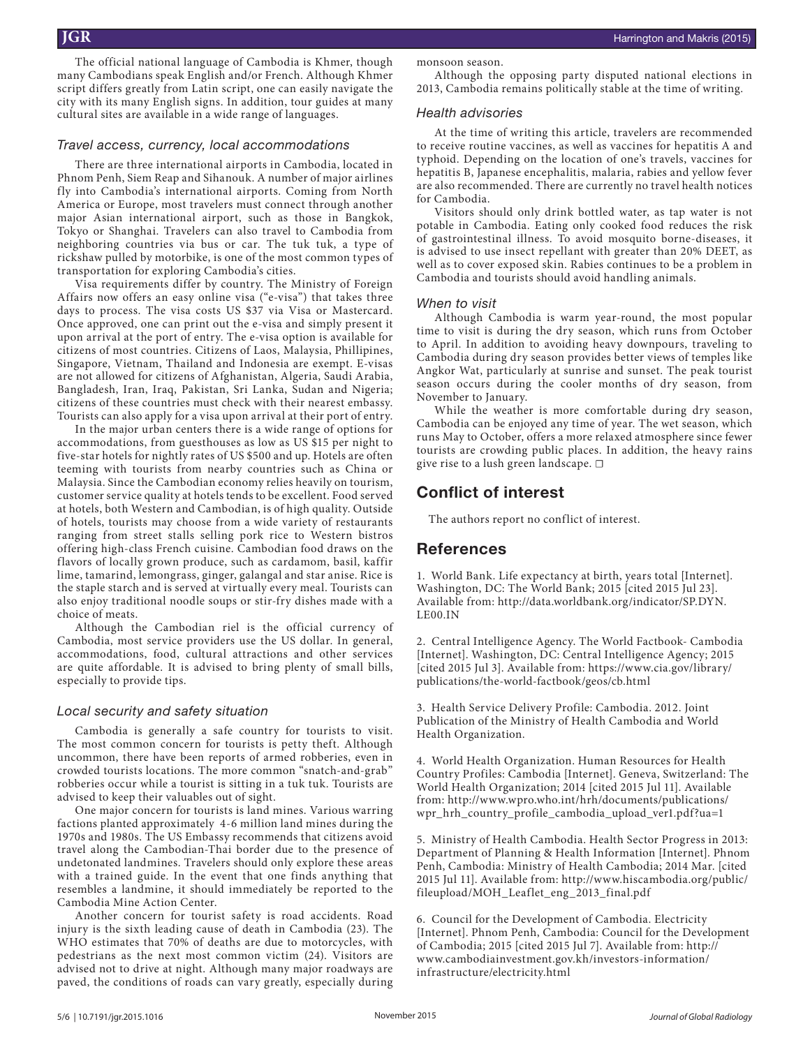The official national language of Cambodia is Khmer, though many Cambodians speak English and/or French. Although Khmer script differs greatly from Latin script, one can easily navigate the city with its many English signs. In addition, tour guides at many cultural sites are available in a wide range of languages.

### *Travel access, currency, local accommodations*

There are three international airports in Cambodia, located in Phnom Penh, Siem Reap and Sihanouk. A number of major airlines fly into Cambodia's international airports. Coming from North America or Europe, most travelers must connect through another major Asian international airport, such as those in Bangkok, Tokyo or Shanghai. Travelers can also travel to Cambodia from neighboring countries via bus or car. The tuk tuk, a type of rickshaw pulled by motorbike, is one of the most common types of transportation for exploring Cambodia's cities.

Visa requirements differ by country. The Ministry of Foreign Affairs now offers an easy online visa ("e-visa") that takes three days to process. The visa costs US $37 via Visa or Mastercard. Once approved, one can print out the e-visa and simply present it upon arrival at the port of entry. The e-visa option is available for citizens of most countries. Citizens of Laos, Malaysia, Phillipines, Singapore, Vietnam, Thailand and Indonesia are exempt. E-visas are not allowed for citizens of Afghanistan, Algeria, Saudi Arabia, Bangladesh, Iran, Iraq, Pakistan, Sri Lanka, Sudan and Nigeria; citizens of these countries must check with their nearest embassy. Tourists can also apply for a visa upon arrival at their port of entry.

In the major urban centers there is a wide range of options for accommodations, from guesthouses as low as US $15 per night to five-star hotels for nightly rates of US $500 and up. Hotels are often teeming with tourists from nearby countries such as China or Malaysia. Since the Cambodian economy relies heavily on tourism, customer service quality at hotels tends to be excellent. Food served at hotels, both Western and Cambodian, is of high quality. Outside of hotels, tourists may choose from a wide variety of restaurants ranging from street stalls selling pork rice to Western bistros offering high-class French cuisine. Cambodian food draws on the flavors of locally grown produce, such as cardamom, basil, kaffir lime, tamarind, lemongrass, ginger, galangal and star anise. Rice is the staple starch and is served at virtually every meal. Tourists can also enjoy traditional noodle soups or stir-fry dishes made with a choice of meats.

Although the Cambodian riel is the official currency of Cambodia, most service providers use the US dollar. In general, accommodations, food, cultural attractions and other services are quite affordable. It is advised to bring plenty of small bills, especially to provide tips.

### *Local security and safety situation*

Cambodia is generally a safe country for tourists to visit. The most common concern for tourists is petty theft. Although uncommon, there have been reports of armed robberies, even in crowded tourists locations. The more common "snatch-and-grab" robberies occur while a tourist is sitting in a tuk tuk. Tourists are advised to keep their valuables out of sight.

One major concern for tourists is land mines. Various warring factions planted approximately 4-6 million land mines during the 1970s and 1980s. The US Embassy recommends that citizens avoid travel along the Cambodian-Thai border due to the presence of undetonated landmines. Travelers should only explore these areas with a trained guide. In the event that one finds anything that resembles a landmine, it should immediately be reported to the Cambodia Mine Action Center.

Another concern for tourist safety is road accidents. Road injury is the sixth leading cause of death in Cambodia (23). The WHO estimates that 70% of deaths are due to motorcycles, with pedestrians as the next most common victim (24). Visitors are advised not to drive at night. Although many major roadways are paved, the conditions of roads can vary greatly, especially during monsoon season.

Although the opposing party disputed national elections in 2013, Cambodia remains politically stable at the time of writing.

### *Health advisories*

At the time of writing this article, travelers are recommended to receive routine vaccines, as well as vaccines for hepatitis A and typhoid. Depending on the location of one's travels, vaccines for hepatitis B, Japanese encephalitis, malaria, rabies and yellow fever are also recommended. There are currently no travel health notices for Cambodia.

Visitors should only drink bottled water, as tap water is not potable in Cambodia. Eating only cooked food reduces the risk of gastrointestinal illness. To avoid mosquito borne-diseases, it is advised to use insect repellant with greater than 20% DEET, as well as to cover exposed skin. Rabies continues to be a problem in Cambodia and tourists should avoid handling animals.

### *When to visit*

Although Cambodia is warm year-round, the most popular time to visit is during the dry season, which runs from October to April. In addition to avoiding heavy downpours, traveling to Cambodia during dry season provides better views of temples like Angkor Wat, particularly at sunrise and sunset. The peak tourist season occurs during the cooler months of dry season, from November to January.

While the weather is more comfortable during dry season, Cambodia can be enjoyed any time of year. The wet season, which runs May to October, offers a more relaxed atmosphere since fewer tourists are crowding public places. In addition, the heavy rains give rise to a lush green landscape. □

## Conflict of interest

The authors report no conflict of interest.

## References

1. World Bank. Life expectancy at birth, years total [Internet]. Washington, DC: The World Bank; 2015 [cited 2015 Jul 23]. Available from: http://data.worldbank.org/indicator/SP.DYN.LE00.IN

2. Central Intelligence Agency. The World Factbook- Cambodia [Internet]. Washington, DC: Central Intelligence Agency; 2015 [cited 2015 Jul 3]. Available from: https://www.cia.gov/library/publications/the-world-factbook/geos/cb.html

3. Health Service Delivery Profile: Cambodia. 2012. Joint Publication of the Ministry of Health Cambodia and World Health Organization.

4. World Health Organization. Human Resources for Health Country Profiles: Cambodia [Internet]. Geneva, Switzerland: The World Health Organization; 2014 [cited 2015 Jul 11]. Available from: http://www.wpro.who.int/hrh/documents/publications/wpr_hrh_country_profile_cambodia_upload_ver1.pdf?ua=1

5. Ministry of Health Cambodia. Health Sector Progress in 2013: Department of Planning & Health Information [Internet]. Phnom Penh, Cambodia: Ministry of Health Cambodia; 2014 Mar. [cited 2015 Jul 11]. Available from: http://www.hiscambodia.org/public/fileupload/MOH_Leaflet_eng_2013_final.pdf

6. Council for the Development of Cambodia. Electricity [Internet]. Phnom Penh, Cambodia: Council for the Development of Cambodia; 2015 [cited 2015 Jul 7]. Available from: http://www.cambodiainvestment.gov.kh/investors-information/infrastructure/electricity.html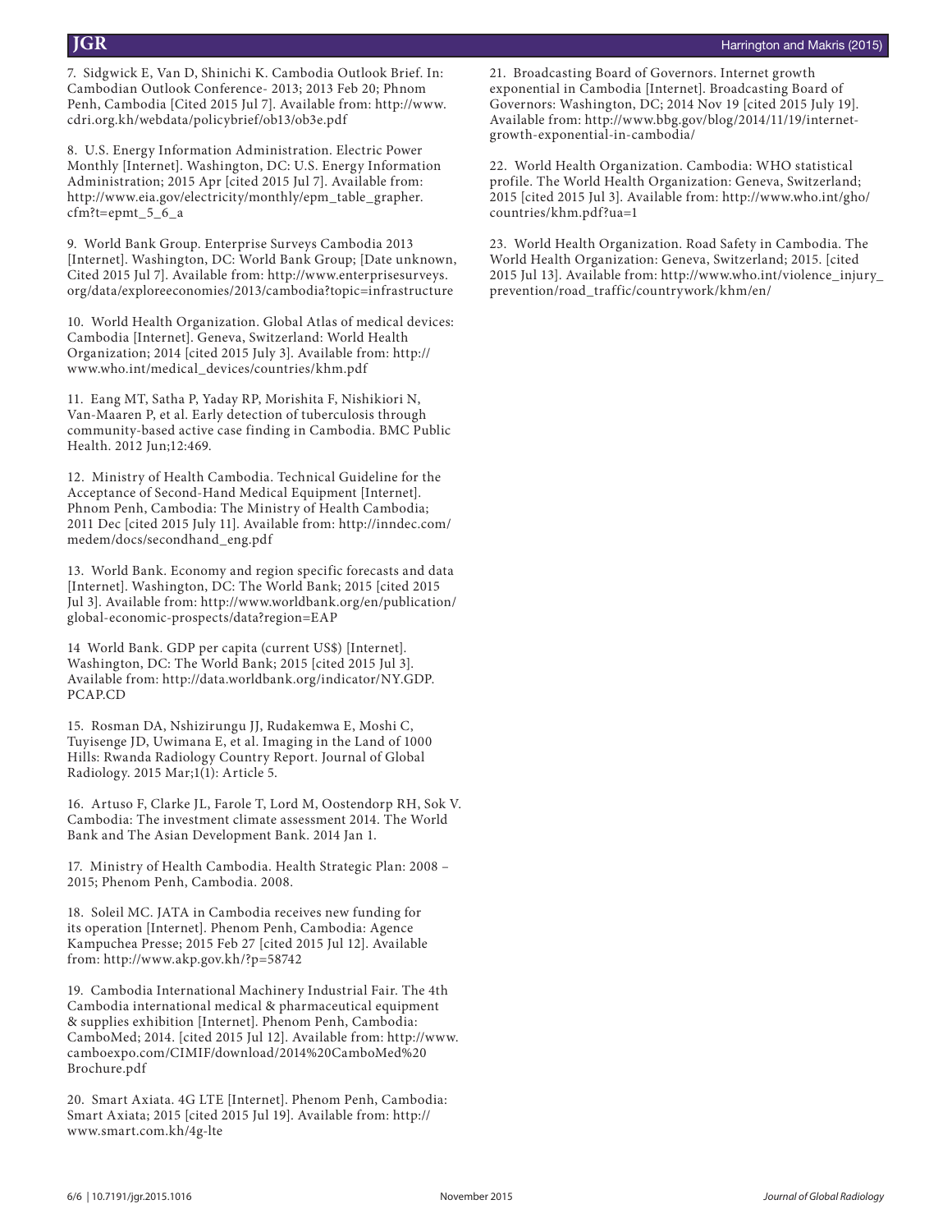7. Sidgwick E, Van D, Shinichi K. Cambodia Outlook Brief. In: Cambodian Outlook Conference- 2013; 2013 Feb 20; Phnom Penh, Cambodia [Cited 2015 Jul 7]. Available from: http://www.cdri.org.kh/webdata/policybrief/ob13/ob3e.pdf

8. U.S. Energy Information Administration. Electric Power Monthly [Internet]. Washington, DC: U.S. Energy Information Administration; 2015 Apr [cited 2015 Jul 7]. Available from: http://www.eia.gov/electricity/monthly/epm_table_grapher.cfm?t=epmt_5_6_a

9. World Bank Group. Enterprise Surveys Cambodia 2013 [Internet]. Washington, DC: World Bank Group; [Date unknown, Cited 2015 Jul 7]. Available from: http://www.enterprisesurveys.org/data/exploreeconomies/2013/cambodia?topic=infrastructure

10. World Health Organization. Global Atlas of medical devices: Cambodia [Internet]. Geneva, Switzerland: World Health Organization; 2014 [cited 2015 July 3]. Available from: http://www.who.int/medical_devices/countries/khm.pdf

11. Eang MT, Satha P, Yaday RP, Morishita F, Nishikiori N, Van-Maaren P, et al. Early detection of tuberculosis through community-based active case finding in Cambodia. BMC Public Health. 2012 Jun;12:469.

12. Ministry of Health Cambodia. Technical Guideline for the Acceptance of Second-Hand Medical Equipment [Internet]. Phnom Penh, Cambodia: The Ministry of Health Cambodia; 2011 Dec [cited 2015 July 11]. Available from: http://inndec.com/medem/docs/secondhand_eng.pdf

13. World Bank. Economy and region specific forecasts and data [Internet]. Washington, DC: The World Bank; 2015 [cited 2015 Jul 3]. Available from: http://www.worldbank.org/en/publication/global-economic-prospects/data?region=EAP

14 World Bank. GDP per capita (current US$) [Internet]. Washington, DC: The World Bank; 2015 [cited 2015 Jul 3]. Available from: http://data.worldbank.org/indicator/NY.GDP.PCAP.CD

15. Rosman DA, Nshizirungu JJ, Rudakemwa E, Moshi C, Tuyisenge JD, Uwimana E, et al. Imaging in the Land of 1000 Hills: Rwanda Radiology Country Report. Journal of Global Radiology. 2015 Mar;1(1): Article 5.

16. Artuso F, Clarke JL, Farole T, Lord M, Oostendorp RH, Sok V. Cambodia: The investment climate assessment 2014. The World Bank and The Asian Development Bank. 2014 Jan 1.

17. Ministry of Health Cambodia. Health Strategic Plan: 2008 – 2015; Phenom Penh, Cambodia. 2008.

18. Soleil MC. JATA in Cambodia receives new funding for its operation [Internet]. Phenom Penh, Cambodia: Agence Kampuchea Presse; 2015 Feb 27 [cited 2015 Jul 12]. Available from: http://www.akp.gov.kh/?p=58742

19. Cambodia International Machinery Industrial Fair. The 4th Cambodia international medical & pharmaceutical equipment & supplies exhibition [Internet]. Phenom Penh, Cambodia: CamboMed; 2014. [cited 2015 Jul 12]. Available from: http://www.camboexpo.com/CIMIF/download/2014%20CamboMed%20Brochure.pdf

20. Smart Axiata. 4G LTE [Internet]. Phenom Penh, Cambodia: Smart Axiata; 2015 [cited 2015 Jul 19]. Available from: http://www.smart.com.kh/4g-lte

21. Broadcasting Board of Governors. Internet growth exponential in Cambodia [Internet]. Broadcasting Board of Governors: Washington, DC; 2014 Nov 19 [cited 2015 July 19]. Available from: http://www.bbg.gov/blog/2014/11/19/internet-growth-exponential-in-cambodia/

22. World Health Organization. Cambodia: WHO statistical profile. The World Health Organization: Geneva, Switzerland; 2015 [cited 2015 Jul 3]. Available from: http://www.who.int/gho/countries/khm.pdf?ua=1

23. World Health Organization. Road Safety in Cambodia. The World Health Organization: Geneva, Switzerland; 2015. [cited 2015 Jul 13]. Available from: http://www.who.int/violence_injury_prevention/road_traffic/countrywork/khm/en/